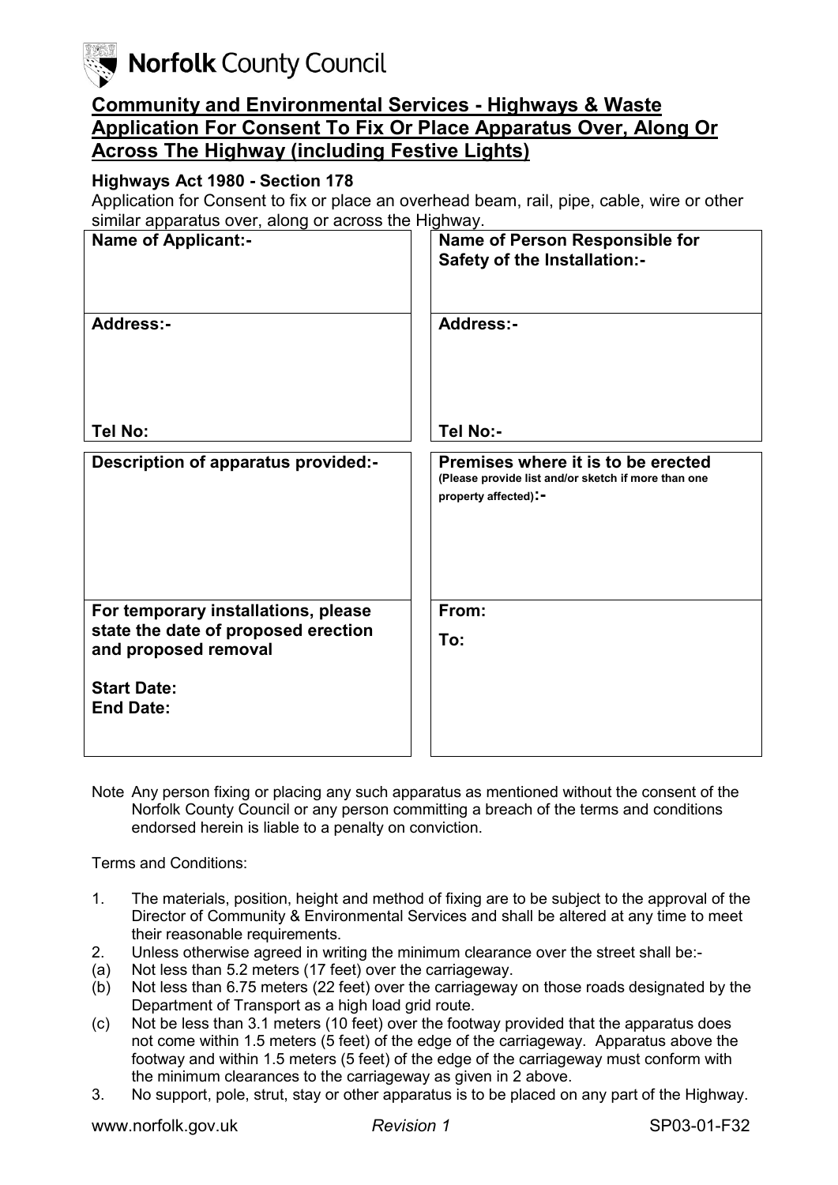Norfolk County Council

## Community and Environmental Services - Highways & Waste Application For Consent To Fix Or Place Apparatus Over, Along Or Across The Highway (including Festive Lights)

**Highways Act 1980 - Section 178**

Application for Consent to fix or place an overhead beam, rail, pipe, cable, wire or other similar apparatus over, along or across the Highway.

| **Name of Applicant:-** | **Name of Person Responsible for Safety of the Installation:-** |
|---|---|
| **Address:-**<br><br>**Tel No:** | **Address:-**<br><br>**Tel No:-** |

| **Description of apparatus provided:-** | **Premises where it is to be erected** (Please provide list and/or sketch if more than one property affected)**:-** |
|---|---|
| **For temporary installations, please state the date of proposed erection and proposed removal**<br><br>**Start Date:**<br>**End Date:** | **From:**<br>**To:** |

Note Any person fixing or placing any such apparatus as mentioned without the consent of the Norfolk County Council or any person committing a breach of the terms and conditions endorsed herein is liable to a penalty on conviction.

Terms and Conditions:

1. The materials, position, height and method of fixing are to be subject to the approval of the Director of Community & Environmental Services and shall be altered at any time to meet their reasonable requirements.
2. Unless otherwise agreed in writing the minimum clearance over the street shall be:-
   (a) Not less than 5.2 meters (17 feet) over the carriageway.
   (b) Not less than 6.75 meters (22 feet) over the carriageway on those roads designated by the Department of Transport as a high load grid route.
   (c) Not be less than 3.1 meters (10 feet) over the footway provided that the apparatus does not come within 1.5 meters (5 feet) of the edge of the carriageway. Apparatus above the footway and within 1.5 meters (5 feet) of the edge of the carriageway must conform with the minimum clearances to the carriageway as given in 2 above.
3. No support, pole, strut, stay or other apparatus is to be placed on any part of the Highway.

www.norfolk.gov.uk *Revision 1* SP03-01-F32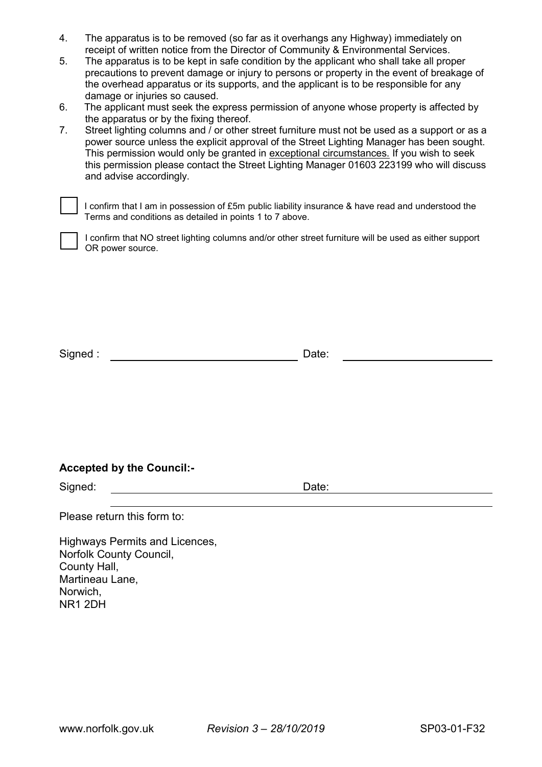4. The apparatus is to be removed (so far as it overhangs any Highway) immediately on receipt of written notice from the Director of Community & Environmental Services.
5. The apparatus is to be kept in safe condition by the applicant who shall take all proper precautions to prevent damage or injury to persons or property in the event of breakage of the overhead apparatus or its supports, and the applicant is to be responsible for any damage or injuries so caused.
6. The applicant must seek the express permission of anyone whose property is affected by the apparatus or by the fixing thereof.
7. Street lighting columns and / or other street furniture must not be used as a support or as a power source unless the explicit approval of the Street Lighting Manager has been sought. This permission would only be granted in <u>exceptional circumstances.</u> If you wish to seek this permission please contact the Street Lighting Manager 01603 223199 who will discuss and advise accordingly.

☐ I confirm that I am in possession of £5m public liability insurance & have read and understood the Terms and conditions as detailed in points 1 to 7 above.

☐ I confirm that NO street lighting columns and/or other street furniture will be used as either support OR power source.

Signed : ______________________________ Date: ______________________

**Accepted by the Council:-**

Signed: ______________________________ Date: ______________________

Please return this form to:

Highways Permits and Licences,
Norfolk County Council,
County Hall,
Martineau Lane,
Norwich,
NR1 2DH

www.norfolk.gov.uk *Revision 3 – 28/10/2019* SP03-01-F32